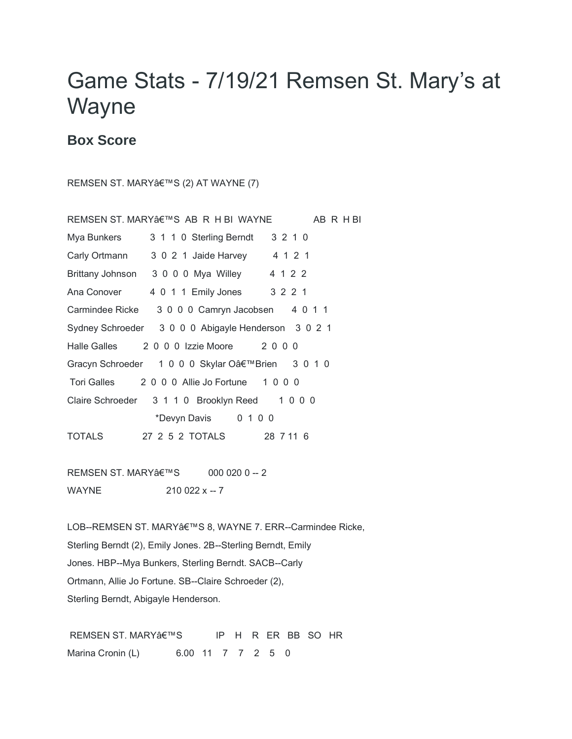# Game Stats - 7/19/21 Remsen St. Mary's at Wayne

## Box Score

REMSEN ST. MARYâ€™S (2) AT WAYNE (7)

| REMSEN ST. MARYâ€™S | AB | R | H | BI | WAYNE | AB | R | H | BI |
|---|---|---|---|---|---|---|---|---|---|
| Mya Bunkers | 3 | 1 | 1 | 0 | Sterling Berndt | 3 | 2 | 1 | 0 |
| Carly Ortmann | 3 | 0 | 2 | 1 | Jaide Harvey | 4 | 1 | 2 | 1 |
| Brittany Johnson | 3 | 0 | 0 | 0 | Mya Willey | 4 | 1 | 2 | 2 |
| Ana Conover | 4 | 0 | 1 | 1 | Emily Jones | 3 | 2 | 2 | 1 |
| Carmindee Ricke | 3 | 0 | 0 | 0 | Camryn Jacobsen | 4 | 0 | 1 | 1 |
| Sydney Schroeder | 3 | 0 | 0 | 0 | Abigayle Henderson | 3 | 0 | 2 | 1 |
| Halle Galles | 2 | 0 | 0 | 0 | Izzie Moore | 2 | 0 | 0 | 0 |
| Gracyn Schroeder | 1 | 0 | 0 | 0 | Skylar Oâ€™Brien | 3 | 0 | 1 | 0 |
| Tori Galles | 2 | 0 | 0 | 0 | Allie Jo Fortune | 1 | 0 | 0 | 0 |
| Claire Schroeder | 3 | 1 | 1 | 0 | Brooklyn Reed | 1 | 0 | 0 | 0 |
| | | | | | *Devyn Davis | 0 | 1 | 0 | 0 |
| TOTALS | 27 | 2 | 5 | 2 | TOTALS | 28 | 7 | 11 | 6 |

REMSEN ST. MARYâ€™S 000 020 0 -- 2

WAYNE 210 022 x -- 7

LOB--REMSEN ST. MARYâ€™S 8, WAYNE 7. ERR--Carmindee Ricke, Sterling Berndt (2), Emily Jones. 2B--Sterling Berndt, Emily Jones. HBP--Mya Bunkers, Sterling Berndt. SACB--Carly Ortmann, Allie Jo Fortune. SB--Claire Schroeder (2), Sterling Berndt, Abigayle Henderson.

| REMSEN ST. MARYâ€™S | IP | H | R | ER | BB | SO | HR |
|---|---|---|---|---|---|---|---|
| Marina Cronin (L) | 6.00 | 11 | 7 | 7 | 2 | 5 | 0 |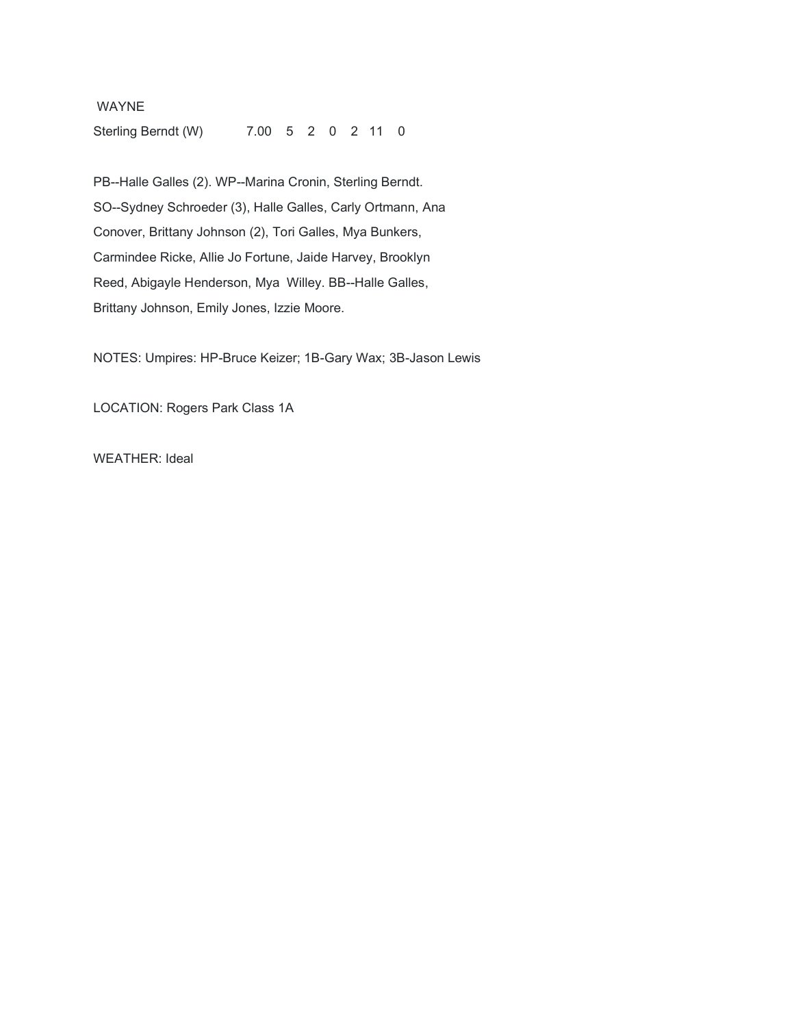| | | | | | | | |
|---|---|---|---|---|---|---|---|
| WAYNE | | | | | | | |
| Sterling Berndt (W) | 7.00 | 5 | 2 | 0 | 2 | 11 | 0 |

PB--Halle Galles (2). WP--Marina Cronin, Sterling Berndt. SO--Sydney Schroeder (3), Halle Galles, Carly Ortmann, Ana Conover, Brittany Johnson (2), Tori Galles, Mya Bunkers, Carmindee Ricke, Allie Jo Fortune, Jaide Harvey, Brooklyn Reed, Abigayle Henderson, Mya Willey. BB--Halle Galles, Brittany Johnson, Emily Jones, Izzie Moore.

NOTES: Umpires: HP-Bruce Keizer; 1B-Gary Wax; 3B-Jason Lewis

LOCATION: Rogers Park Class 1A

WEATHER: Ideal